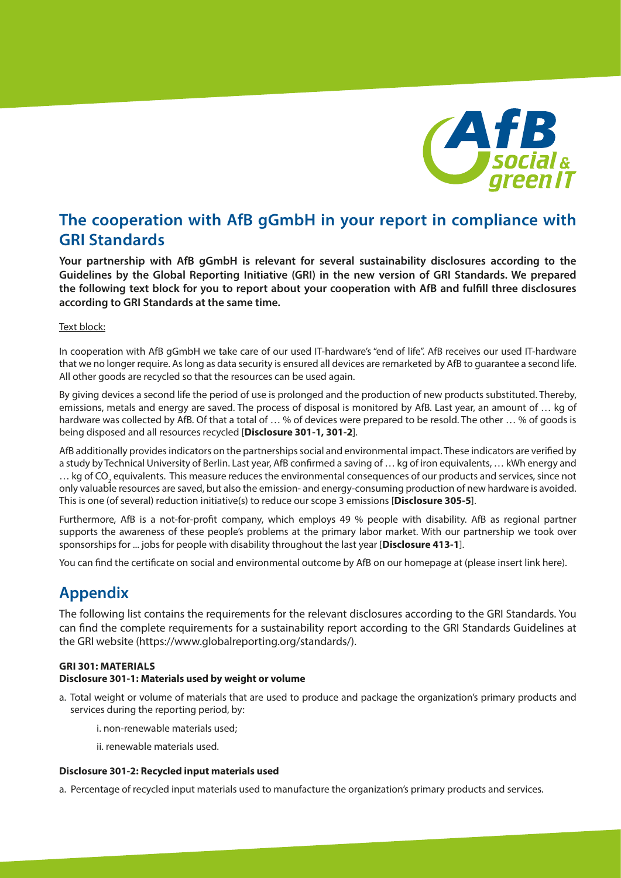## The cooperation with AfB gGmbH in your report in compliance with GRI Standards

**Your partnership with AfB gGmbH is relevant for several sustainability disclosures according to the Guidelines by the Global Reporting Initiative (GRI) in the new version of GRI Standards. We prepared the following text block for you to report about your cooperation with AfB and fulfill three disclosures according to GRI Standards at the same time.**

Text block:

In cooperation with AfB gGmbH we take care of our used IT-hardware's "end of life". AfB receives our used IT-hardware that we no longer require. As long as data security is ensured all devices are remarketed by AfB to guarantee a second life. All other goods are recycled so that the resources can be used again.

By giving devices a second life the period of use is prolonged and the production of new products substituted. Thereby, emissions, metals and energy are saved. The process of disposal is monitored by AfB. Last year, an amount of … kg of hardware was collected by AfB. Of that a total of … % of devices were prepared to be resold. The other … % of goods is being disposed and all resources recycled [**Disclosure 301-1, 301-2**].

AfB additionally provides indicators on the partnerships social and environmental impact. These indicators are verified by a study by Technical University of Berlin. Last year, AfB confirmed a saving of … kg of iron equivalents, … kWh energy and … kg of $CO_2$ equivalents. This measure reduces the environmental consequences of our products and services, since not only valuable resources are saved, but also the emission- and energy-consuming production of new hardware is avoided. This is one (of several) reduction initiative(s) to reduce our scope 3 emissions [**Disclosure 305-5**].

Furthermore, AfB is a not-for-profit company, which employs 49 % people with disability. AfB as regional partner supports the awareness of these people's problems at the primary labor market. With our partnership we took over sponsorships for ... jobs for people with disability throughout the last year [**Disclosure 413-1**].

You can find the certificate on social and environmental outcome by AfB on our homepage at (please insert link here).

## Appendix

The following list contains the requirements for the relevant disclosures according to the GRI Standards. You can find the complete requirements for a sustainability report according to the GRI Standards Guidelines at the GRI website (https://www.globalreporting.org/standards/).

**GRI 301: MATERIALS**
**Disclosure 301-1: Materials used by weight or volume**

a. Total weight or volume of materials that are used to produce and package the organization's primary products and services during the reporting period, by:

   i. non-renewable materials used;

   ii. renewable materials used.

**Disclosure 301-2: Recycled input materials used**

a. Percentage of recycled input materials used to manufacture the organization's primary products and services.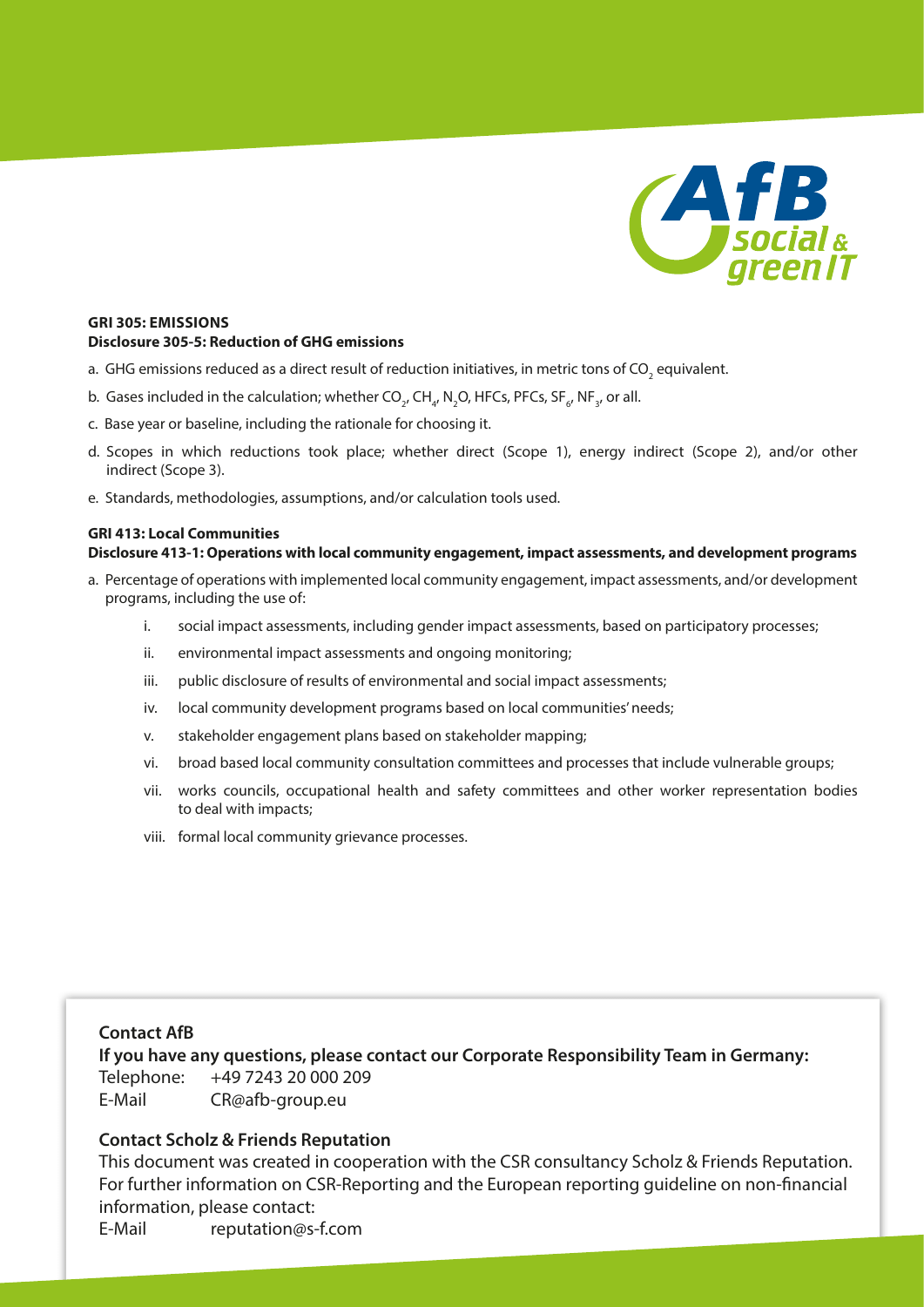**GRI 305: EMISSIONS**
**Disclosure 305-5: Reduction of GHG emissions**

a. GHG emissions reduced as a direct result of reduction initiatives, in metric tons of $CO_2$ equivalent.

b. Gases included in the calculation; whether $CO_2$, $CH_4$, $N_2O$, HFCs, PFCs, $SF_6$, $NF_3$, or all.

c. Base year or baseline, including the rationale for choosing it.

d. Scopes in which reductions took place; whether direct (Scope 1), energy indirect (Scope 2), and/or other indirect (Scope 3).

e. Standards, methodologies, assumptions, and/or calculation tools used.

**GRI 413: Local Communities**
**Disclosure 413-1: Operations with local community engagement, impact assessments, and development programs**

a. Percentage of operations with implemented local community engagement, impact assessments, and/or development programs, including the use of:

   i. social impact assessments, including gender impact assessments, based on participatory processes;

   ii. environmental impact assessments and ongoing monitoring;

   iii. public disclosure of results of environmental and social impact assessments;

   iv. local community development programs based on local communities' needs;

   v. stakeholder engagement plans based on stakeholder mapping;

   vi. broad based local community consultation committees and processes that include vulnerable groups;

   vii. works councils, occupational health and safety committees and other worker representation bodies to deal with impacts;

   viii. formal local community grievance processes.

**Contact AfB**

**If you have any questions, please contact our Corporate Responsibility Team in Germany:**

Telephone: +49 7243 20 000 209
E-Mail CR@afb-group.eu

**Contact Scholz & Friends Reputation**

This document was created in cooperation with the CSR consultancy Scholz & Friends Reputation. For further information on CSR-Reporting and the European reporting guideline on non-financial information, please contact:

E-Mail reputation@s-f.com